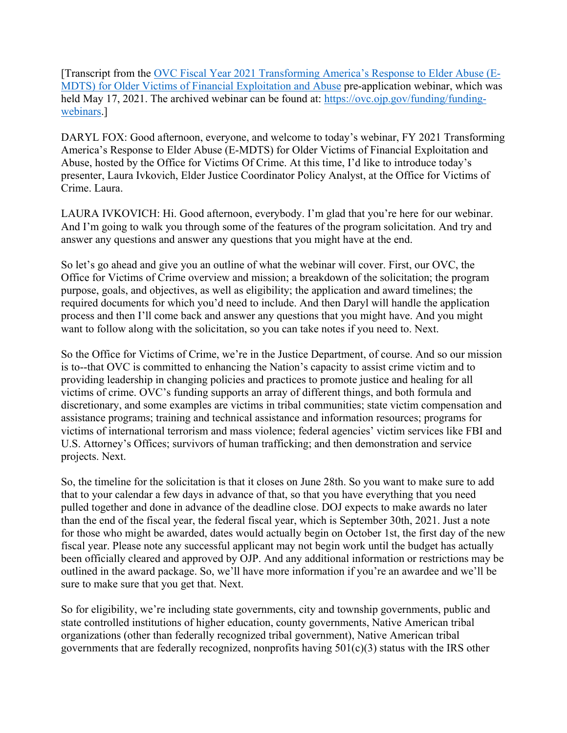[Transcript from the [OVC Fiscal Year 2021 Transforming America's Response to Elder Abuse (E-MDTS) for Older Victims of Financial Exploitation and Abuse](https://ovc.ojp.gov/funding/funding-webinars) pre-application webinar, which was held May 17, 2021. The archived webinar can be found at: [https://ovc.ojp.gov/funding/funding-webinars](https://ovc.ojp.gov/funding/funding-webinars).]

DARYL FOX: Good afternoon, everyone, and welcome to today's webinar, FY 2021 Transforming America's Response to Elder Abuse (E-MDTS) for Older Victims of Financial Exploitation and Abuse, hosted by the Office for Victims Of Crime. At this time, I'd like to introduce today's presenter, Laura Ivkovich, Elder Justice Coordinator Policy Analyst, at the Office for Victims of Crime. Laura.

LAURA IVKOVICH: Hi. Good afternoon, everybody. I'm glad that you're here for our webinar. And I'm going to walk you through some of the features of the program solicitation. And try and answer any questions and answer any questions that you might have at the end.

So let's go ahead and give you an outline of what the webinar will cover. First, our OVC, the Office for Victims of Crime overview and mission; a breakdown of the solicitation; the program purpose, goals, and objectives, as well as eligibility; the application and award timelines; the required documents for which you'd need to include. And then Daryl will handle the application process and then I'll come back and answer any questions that you might have. And you might want to follow along with the solicitation, so you can take notes if you need to. Next.

So the Office for Victims of Crime, we're in the Justice Department, of course. And so our mission is to--that OVC is committed to enhancing the Nation's capacity to assist crime victim and to providing leadership in changing policies and practices to promote justice and healing for all victims of crime. OVC's funding supports an array of different things, and both formula and discretionary, and some examples are victims in tribal communities; state victim compensation and assistance programs; training and technical assistance and information resources; programs for victims of international terrorism and mass violence; federal agencies' victim services like FBI and U.S. Attorney's Offices; survivors of human trafficking; and then demonstration and service projects. Next.

So, the timeline for the solicitation is that it closes on June 28th. So you want to make sure to add that to your calendar a few days in advance of that, so that you have everything that you need pulled together and done in advance of the deadline close. DOJ expects to make awards no later than the end of the fiscal year, the federal fiscal year, which is September 30th, 2021. Just a note for those who might be awarded, dates would actually begin on October 1st, the first day of the new fiscal year. Please note any successful applicant may not begin work until the budget has actually been officially cleared and approved by OJP. And any additional information or restrictions may be outlined in the award package. So, we'll have more information if you're an awardee and we'll be sure to make sure that you get that. Next.

So for eligibility, we're including state governments, city and township governments, public and state controlled institutions of higher education, county governments, Native American tribal organizations (other than federally recognized tribal government), Native American tribal governments that are federally recognized, nonprofits having 501(c)(3) status with the IRS other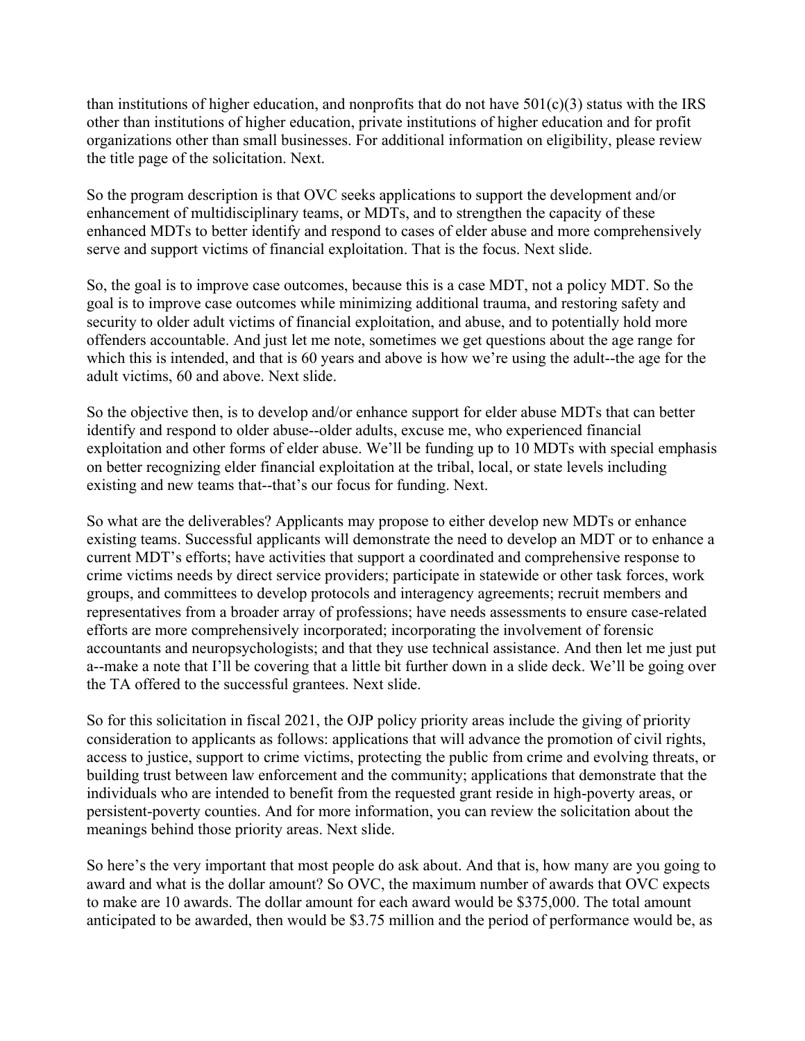than institutions of higher education, and nonprofits that do not have 501(c)(3) status with the IRS other than institutions of higher education, private institutions of higher education and for profit organizations other than small businesses. For additional information on eligibility, please review the title page of the solicitation. Next.

So the program description is that OVC seeks applications to support the development and/or enhancement of multidisciplinary teams, or MDTs, and to strengthen the capacity of these enhanced MDTs to better identify and respond to cases of elder abuse and more comprehensively serve and support victims of financial exploitation. That is the focus. Next slide.

So, the goal is to improve case outcomes, because this is a case MDT, not a policy MDT. So the goal is to improve case outcomes while minimizing additional trauma, and restoring safety and security to older adult victims of financial exploitation, and abuse, and to potentially hold more offenders accountable. And just let me note, sometimes we get questions about the age range for which this is intended, and that is 60 years and above is how we're using the adult--the age for the adult victims, 60 and above. Next slide.

So the objective then, is to develop and/or enhance support for elder abuse MDTs that can better identify and respond to older abuse--older adults, excuse me, who experienced financial exploitation and other forms of elder abuse. We'll be funding up to 10 MDTs with special emphasis on better recognizing elder financial exploitation at the tribal, local, or state levels including existing and new teams that--that's our focus for funding. Next.

So what are the deliverables? Applicants may propose to either develop new MDTs or enhance existing teams. Successful applicants will demonstrate the need to develop an MDT or to enhance a current MDT's efforts; have activities that support a coordinated and comprehensive response to crime victims needs by direct service providers; participate in statewide or other task forces, work groups, and committees to develop protocols and interagency agreements; recruit members and representatives from a broader array of professions; have needs assessments to ensure case-related efforts are more comprehensively incorporated; incorporating the involvement of forensic accountants and neuropsychologists; and that they use technical assistance. And then let me just put a--make a note that I'll be covering that a little bit further down in a slide deck. We'll be going over the TA offered to the successful grantees. Next slide.

So for this solicitation in fiscal 2021, the OJP policy priority areas include the giving of priority consideration to applicants as follows: applications that will advance the promotion of civil rights, access to justice, support to crime victims, protecting the public from crime and evolving threats, or building trust between law enforcement and the community; applications that demonstrate that the individuals who are intended to benefit from the requested grant reside in high-poverty areas, or persistent-poverty counties. And for more information, you can review the solicitation about the meanings behind those priority areas. Next slide.

So here's the very important that most people do ask about. And that is, how many are you going to award and what is the dollar amount? So OVC, the maximum number of awards that OVC expects to make are 10 awards. The dollar amount for each award would be $375,000. The total amount anticipated to be awarded, then would be $3.75 million and the period of performance would be, as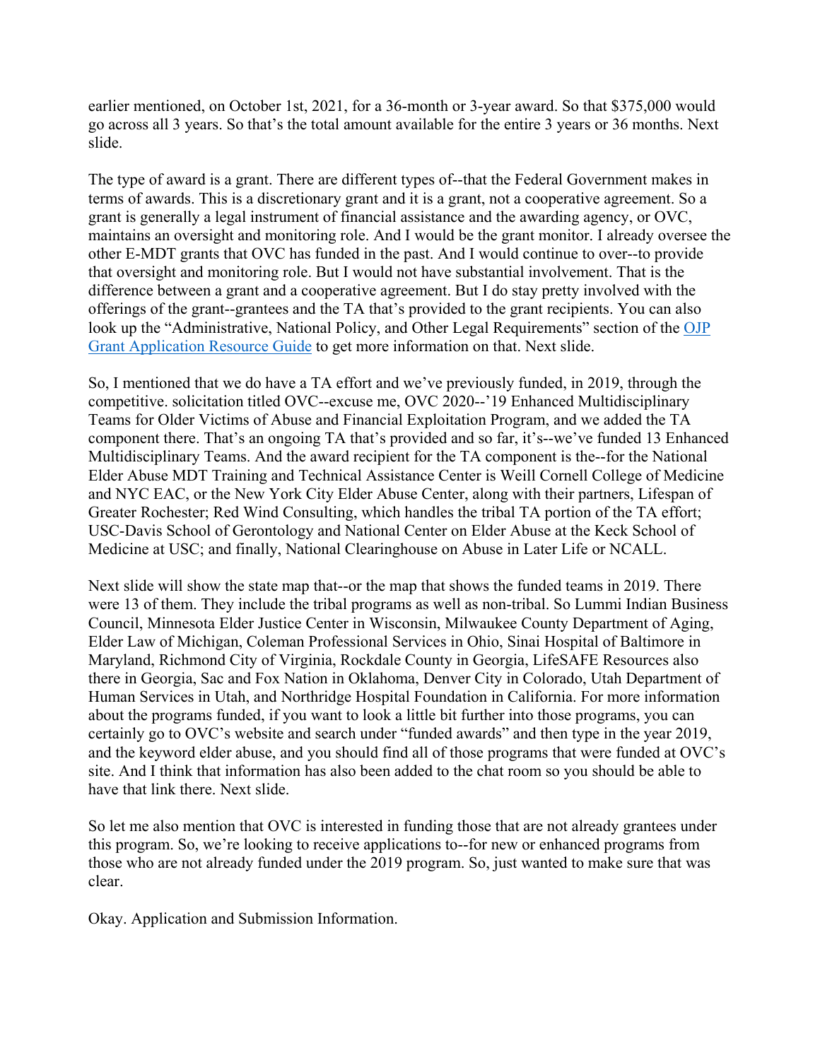earlier mentioned, on October 1st, 2021, for a 36-month or 3-year award. So that $375,000 would go across all 3 years. So that's the total amount available for the entire 3 years or 36 months. Next slide.

The type of award is a grant. There are different types of--that the Federal Government makes in terms of awards. This is a discretionary grant and it is a grant, not a cooperative agreement. So a grant is generally a legal instrument of financial assistance and the awarding agency, or OVC, maintains an oversight and monitoring role. And I would be the grant monitor. I already oversee the other E-MDT grants that OVC has funded in the past. And I would continue to over--to provide that oversight and monitoring role. But I would not have substantial involvement. That is the difference between a grant and a cooperative agreement. But I do stay pretty involved with the offerings of the grant--grantees and the TA that's provided to the grant recipients. You can also look up the "Administrative, National Policy, and Other Legal Requirements" section of the [OJP Grant Application Resource Guide]() to get more information on that. Next slide.

So, I mentioned that we do have a TA effort and we've previously funded, in 2019, through the competitive. solicitation titled OVC--excuse me, OVC 2020--'19 Enhanced Multidisciplinary Teams for Older Victims of Abuse and Financial Exploitation Program, and we added the TA component there. That's an ongoing TA that's provided and so far, it's--we've funded 13 Enhanced Multidisciplinary Teams. And the award recipient for the TA component is the--for the National Elder Abuse MDT Training and Technical Assistance Center is Weill Cornell College of Medicine and NYC EAC, or the New York City Elder Abuse Center, along with their partners, Lifespan of Greater Rochester; Red Wind Consulting, which handles the tribal TA portion of the TA effort; USC-Davis School of Gerontology and National Center on Elder Abuse at the Keck School of Medicine at USC; and finally, National Clearinghouse on Abuse in Later Life or NCALL.

Next slide will show the state map that--or the map that shows the funded teams in 2019. There were 13 of them. They include the tribal programs as well as non-tribal. So Lummi Indian Business Council, Minnesota Elder Justice Center in Wisconsin, Milwaukee County Department of Aging, Elder Law of Michigan, Coleman Professional Services in Ohio, Sinai Hospital of Baltimore in Maryland, Richmond City of Virginia, Rockdale County in Georgia, LifeSAFE Resources also there in Georgia, Sac and Fox Nation in Oklahoma, Denver City in Colorado, Utah Department of Human Services in Utah, and Northridge Hospital Foundation in California. For more information about the programs funded, if you want to look a little bit further into those programs, you can certainly go to OVC's website and search under "funded awards" and then type in the year 2019, and the keyword elder abuse, and you should find all of those programs that were funded at OVC's site. And I think that information has also been added to the chat room so you should be able to have that link there. Next slide.

So let me also mention that OVC is interested in funding those that are not already grantees under this program. So, we're looking to receive applications to--for new or enhanced programs from those who are not already funded under the 2019 program. So, just wanted to make sure that was clear.

Okay. Application and Submission Information.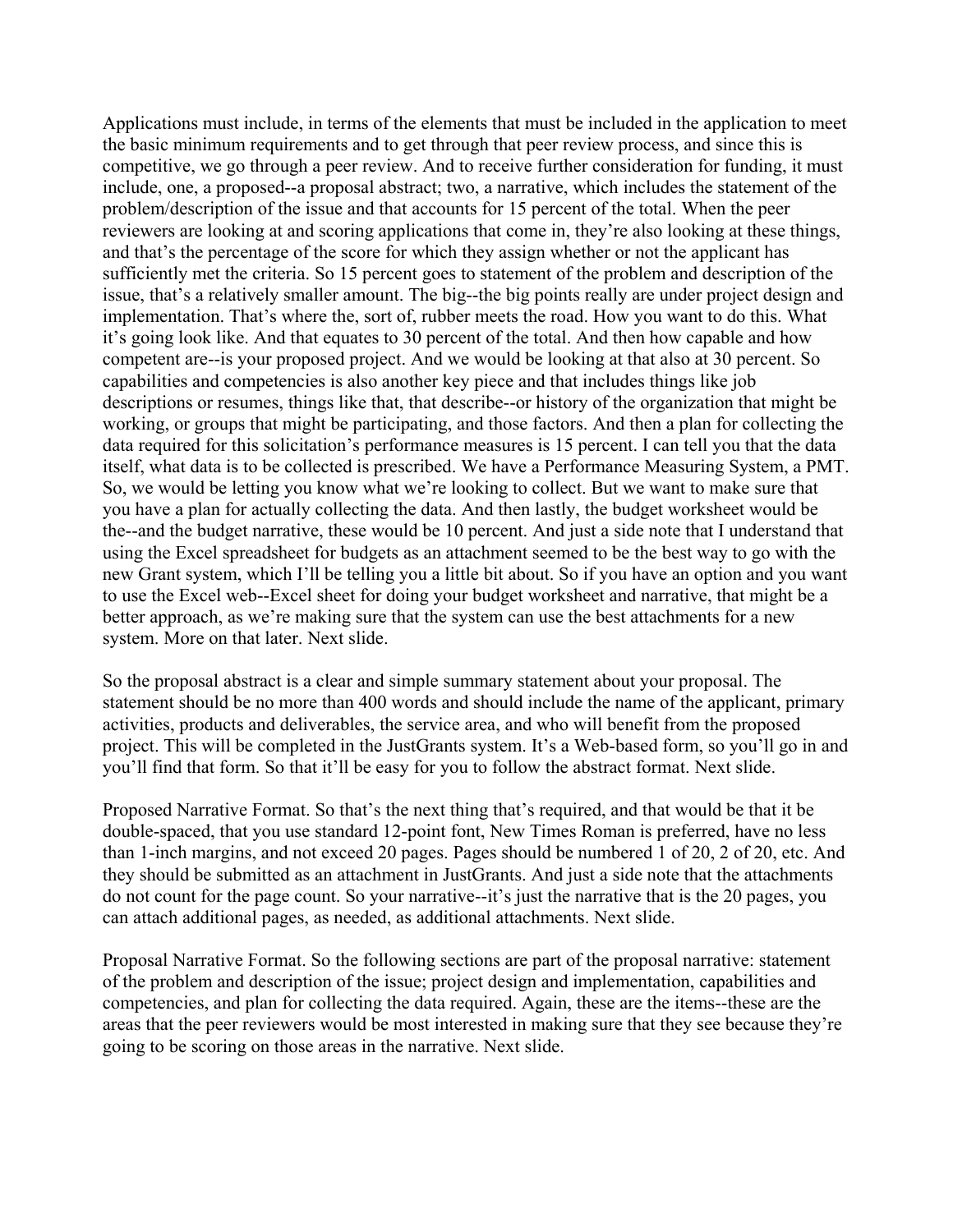Applications must include, in terms of the elements that must be included in the application to meet the basic minimum requirements and to get through that peer review process, and since this is competitive, we go through a peer review. And to receive further consideration for funding, it must include, one, a proposed--a proposal abstract; two, a narrative, which includes the statement of the problem/description of the issue and that accounts for 15 percent of the total. When the peer reviewers are looking at and scoring applications that come in, they're also looking at these things, and that's the percentage of the score for which they assign whether or not the applicant has sufficiently met the criteria. So 15 percent goes to statement of the problem and description of the issue, that's a relatively smaller amount. The big--the big points really are under project design and implementation. That's where the, sort of, rubber meets the road. How you want to do this. What it's going look like. And that equates to 30 percent of the total. And then how capable and how competent are--is your proposed project. And we would be looking at that also at 30 percent. So capabilities and competencies is also another key piece and that includes things like job descriptions or resumes, things like that, that describe--or history of the organization that might be working, or groups that might be participating, and those factors. And then a plan for collecting the data required for this solicitation's performance measures is 15 percent. I can tell you that the data itself, what data is to be collected is prescribed. We have a Performance Measuring System, a PMT. So, we would be letting you know what we're looking to collect. But we want to make sure that you have a plan for actually collecting the data. And then lastly, the budget worksheet would be the--and the budget narrative, these would be 10 percent. And just a side note that I understand that using the Excel spreadsheet for budgets as an attachment seemed to be the best way to go with the new Grant system, which I'll be telling you a little bit about. So if you have an option and you want to use the Excel web--Excel sheet for doing your budget worksheet and narrative, that might be a better approach, as we're making sure that the system can use the best attachments for a new system. More on that later. Next slide.

So the proposal abstract is a clear and simple summary statement about your proposal. The statement should be no more than 400 words and should include the name of the applicant, primary activities, products and deliverables, the service area, and who will benefit from the proposed project. This will be completed in the JustGrants system. It's a Web-based form, so you'll go in and you'll find that form. So that it'll be easy for you to follow the abstract format. Next slide.

Proposed Narrative Format. So that's the next thing that's required, and that would be that it be double-spaced, that you use standard 12-point font, New Times Roman is preferred, have no less than 1-inch margins, and not exceed 20 pages. Pages should be numbered 1 of 20, 2 of 20, etc. And they should be submitted as an attachment in JustGrants. And just a side note that the attachments do not count for the page count. So your narrative--it's just the narrative that is the 20 pages, you can attach additional pages, as needed, as additional attachments. Next slide.

Proposal Narrative Format. So the following sections are part of the proposal narrative: statement of the problem and description of the issue; project design and implementation, capabilities and competencies, and plan for collecting the data required. Again, these are the items--these are the areas that the peer reviewers would be most interested in making sure that they see because they're going to be scoring on those areas in the narrative. Next slide.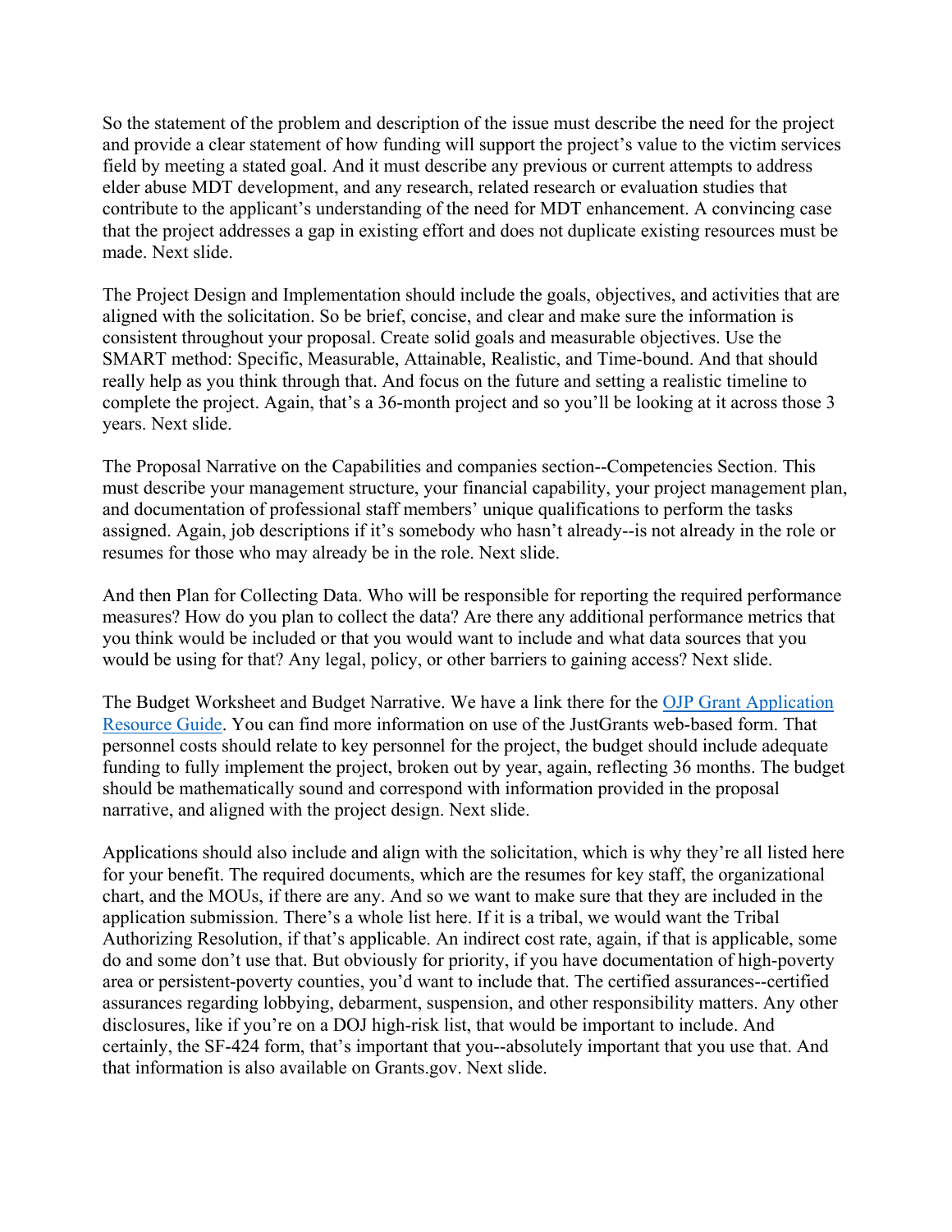So the statement of the problem and description of the issue must describe the need for the project and provide a clear statement of how funding will support the project's value to the victim services field by meeting a stated goal. And it must describe any previous or current attempts to address elder abuse MDT development, and any research, related research or evaluation studies that contribute to the applicant's understanding of the need for MDT enhancement. A convincing case that the project addresses a gap in existing effort and does not duplicate existing resources must be made. Next slide.

The Project Design and Implementation should include the goals, objectives, and activities that are aligned with the solicitation. So be brief, concise, and clear and make sure the information is consistent throughout your proposal. Create solid goals and measurable objectives. Use the SMART method: Specific, Measurable, Attainable, Realistic, and Time-bound. And that should really help as you think through that. And focus on the future and setting a realistic timeline to complete the project. Again, that's a 36-month project and so you'll be looking at it across those 3 years. Next slide.

The Proposal Narrative on the Capabilities and companies section--Competencies Section. This must describe your management structure, your financial capability, your project management plan, and documentation of professional staff members' unique qualifications to perform the tasks assigned. Again, job descriptions if it's somebody who hasn't already--is not already in the role or resumes for those who may already be in the role. Next slide.

And then Plan for Collecting Data. Who will be responsible for reporting the required performance measures? How do you plan to collect the data? Are there any additional performance metrics that you think would be included or that you would want to include and what data sources that you would be using for that? Any legal, policy, or other barriers to gaining access? Next slide.

The Budget Worksheet and Budget Narrative. We have a link there for the [OJP Grant Application Resource Guide](). You can find more information on use of the JustGrants web-based form. That personnel costs should relate to key personnel for the project, the budget should include adequate funding to fully implement the project, broken out by year, again, reflecting 36 months. The budget should be mathematically sound and correspond with information provided in the proposal narrative, and aligned with the project design. Next slide.

Applications should also include and align with the solicitation, which is why they're all listed here for your benefit. The required documents, which are the resumes for key staff, the organizational chart, and the MOUs, if there are any. And so we want to make sure that they are included in the application submission. There's a whole list here. If it is a tribal, we would want the Tribal Authorizing Resolution, if that's applicable. An indirect cost rate, again, if that is applicable, some do and some don't use that. But obviously for priority, if you have documentation of high-poverty area or persistent-poverty counties, you'd want to include that. The certified assurances--certified assurances regarding lobbying, debarment, suspension, and other responsibility matters. Any other disclosures, like if you're on a DOJ high-risk list, that would be important to include. And certainly, the SF-424 form, that's important that you--absolutely important that you use that. And that information is also available on Grants.gov. Next slide.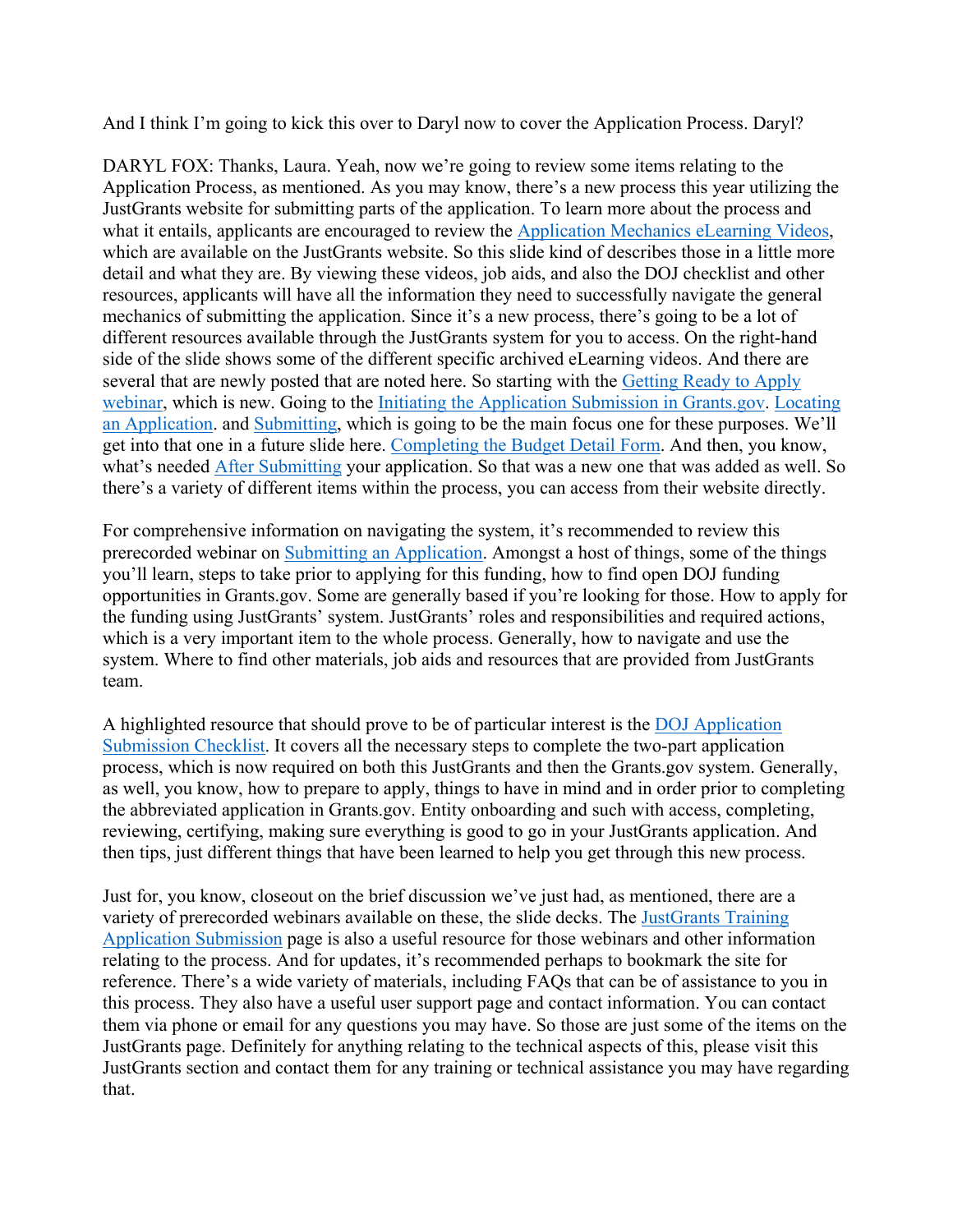And I think I'm going to kick this over to Daryl now to cover the Application Process. Daryl?

DARYL FOX: Thanks, Laura. Yeah, now we're going to review some items relating to the Application Process, as mentioned. As you may know, there's a new process this year utilizing the JustGrants website for submitting parts of the application. To learn more about the process and what it entails, applicants are encouraged to review the Application Mechanics eLearning Videos, which are available on the JustGrants website. So this slide kind of describes those in a little more detail and what they are. By viewing these videos, job aids, and also the DOJ checklist and other resources, applicants will have all the information they need to successfully navigate the general mechanics of submitting the application. Since it's a new process, there's going to be a lot of different resources available through the JustGrants system for you to access. On the right-hand side of the slide shows some of the different specific archived eLearning videos. And there are several that are newly posted that are noted here. So starting with the Getting Ready to Apply webinar, which is new. Going to the Initiating the Application Submission in Grants.gov. Locating an Application. and Submitting, which is going to be the main focus one for these purposes. We'll get into that one in a future slide here. Completing the Budget Detail Form. And then, you know, what's needed After Submitting your application. So that was a new one that was added as well. So there's a variety of different items within the process, you can access from their website directly.

For comprehensive information on navigating the system, it's recommended to review this prerecorded webinar on Submitting an Application. Amongst a host of things, some of the things you'll learn, steps to take prior to applying for this funding, how to find open DOJ funding opportunities in Grants.gov. Some are generally based if you're looking for those. How to apply for the funding using JustGrants' system. JustGrants' roles and responsibilities and required actions, which is a very important item to the whole process. Generally, how to navigate and use the system. Where to find other materials, job aids and resources that are provided from JustGrants team.

A highlighted resource that should prove to be of particular interest is the DOJ Application Submission Checklist. It covers all the necessary steps to complete the two-part application process, which is now required on both this JustGrants and then the Grants.gov system. Generally, as well, you know, how to prepare to apply, things to have in mind and in order prior to completing the abbreviated application in Grants.gov. Entity onboarding and such with access, completing, reviewing, certifying, making sure everything is good to go in your JustGrants application. And then tips, just different things that have been learned to help you get through this new process.

Just for, you know, closeout on the brief discussion we've just had, as mentioned, there are a variety of prerecorded webinars available on these, the slide decks. The JustGrants Training Application Submission page is also a useful resource for those webinars and other information relating to the process. And for updates, it's recommended perhaps to bookmark the site for reference. There's a wide variety of materials, including FAQs that can be of assistance to you in this process. They also have a useful user support page and contact information. You can contact them via phone or email for any questions you may have. So those are just some of the items on the JustGrants page. Definitely for anything relating to the technical aspects of this, please visit this JustGrants section and contact them for any training or technical assistance you may have regarding that.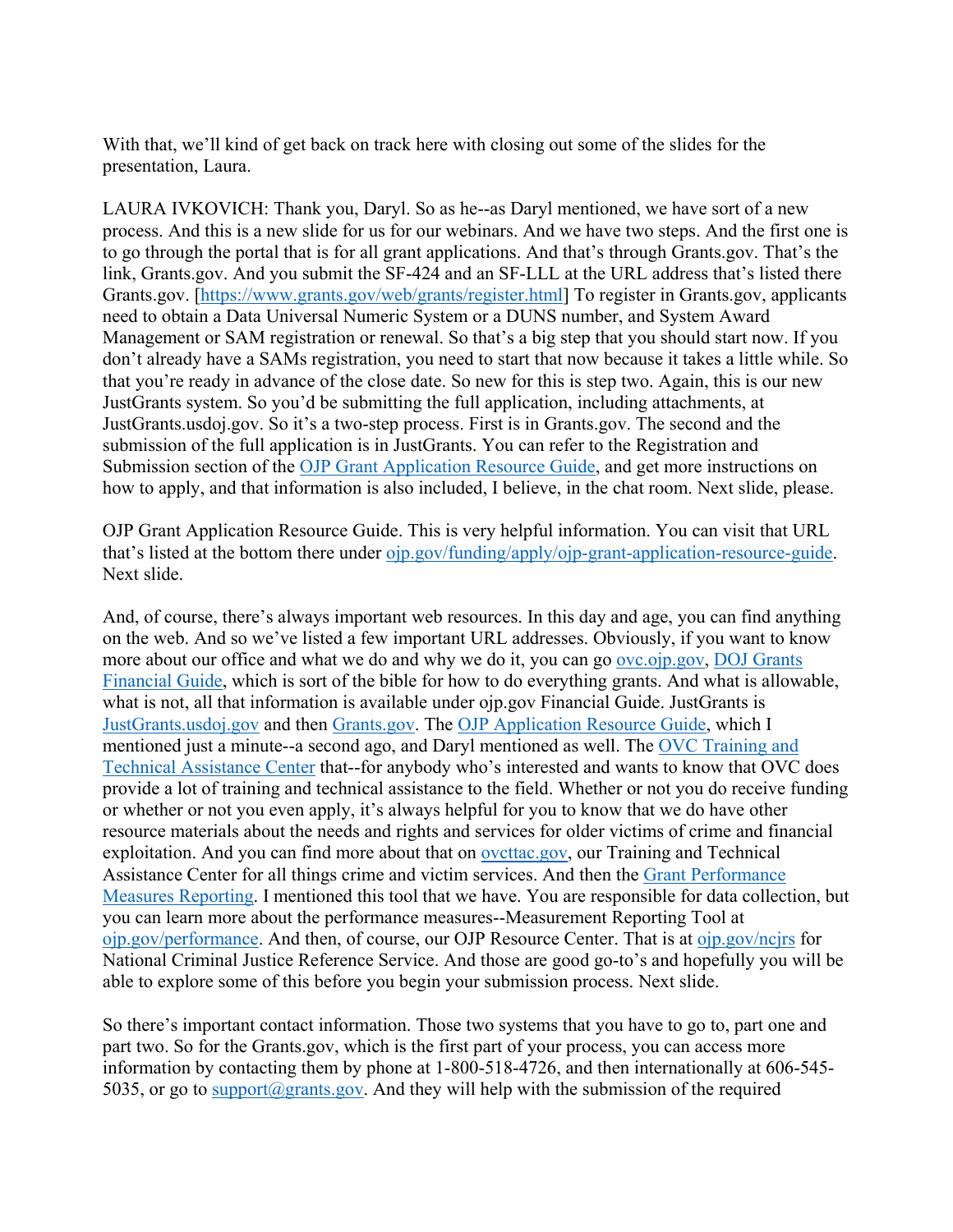With that, we'll kind of get back on track here with closing out some of the slides for the presentation, Laura.

LAURA IVKOVICH: Thank you, Daryl. So as he--as Daryl mentioned, we have sort of a new process. And this is a new slide for us for our webinars. And we have two steps. And the first one is to go through the portal that is for all grant applications. And that's through Grants.gov. That's the link, Grants.gov. And you submit the SF-424 and an SF-LLL at the URL address that's listed there Grants.gov. [https://www.grants.gov/web/grants/register.html] To register in Grants.gov, applicants need to obtain a Data Universal Numeric System or a DUNS number, and System Award Management or SAM registration or renewal. So that's a big step that you should start now. If you don't already have a SAMs registration, you need to start that now because it takes a little while. So that you're ready in advance of the close date. So new for this is step two. Again, this is our new JustGrants system. So you'd be submitting the full application, including attachments, at JustGrants.usdoj.gov. So it's a two-step process. First is in Grants.gov. The second and the submission of the full application is in JustGrants. You can refer to the Registration and Submission section of the OJP Grant Application Resource Guide, and get more instructions on how to apply, and that information is also included, I believe, in the chat room. Next slide, please.

OJP Grant Application Resource Guide. This is very helpful information. You can visit that URL that's listed at the bottom there under ojp.gov/funding/apply/ojp-grant-application-resource-guide. Next slide.

And, of course, there's always important web resources. In this day and age, you can find anything on the web. And so we've listed a few important URL addresses. Obviously, if you want to know more about our office and what we do and why we do it, you can go ovc.ojp.gov, DOJ Grants Financial Guide, which is sort of the bible for how to do everything grants. And what is allowable, what is not, all that information is available under ojp.gov Financial Guide. JustGrants is JustGrants.usdoj.gov and then Grants.gov. The OJP Application Resource Guide, which I mentioned just a minute--a second ago, and Daryl mentioned as well. The OVC Training and Technical Assistance Center that--for anybody who's interested and wants to know that OVC does provide a lot of training and technical assistance to the field. Whether or not you do receive funding or whether or not you even apply, it's always helpful for you to know that we do have other resource materials about the needs and rights and services for older victims of crime and financial exploitation. And you can find more about that on ovcttac.gov, our Training and Technical Assistance Center for all things crime and victim services. And then the Grant Performance Measures Reporting. I mentioned this tool that we have. You are responsible for data collection, but you can learn more about the performance measures--Measurement Reporting Tool at ojp.gov/performance. And then, of course, our OJP Resource Center. That is at ojp.gov/ncjrs for National Criminal Justice Reference Service. And those are good go-to's and hopefully you will be able to explore some of this before you begin your submission process. Next slide.

So there's important contact information. Those two systems that you have to go to, part one and part two. So for the Grants.gov, which is the first part of your process, you can access more information by contacting them by phone at 1-800-518-4726, and then internationally at 606-545-5035, or go to support@grants.gov. And they will help with the submission of the required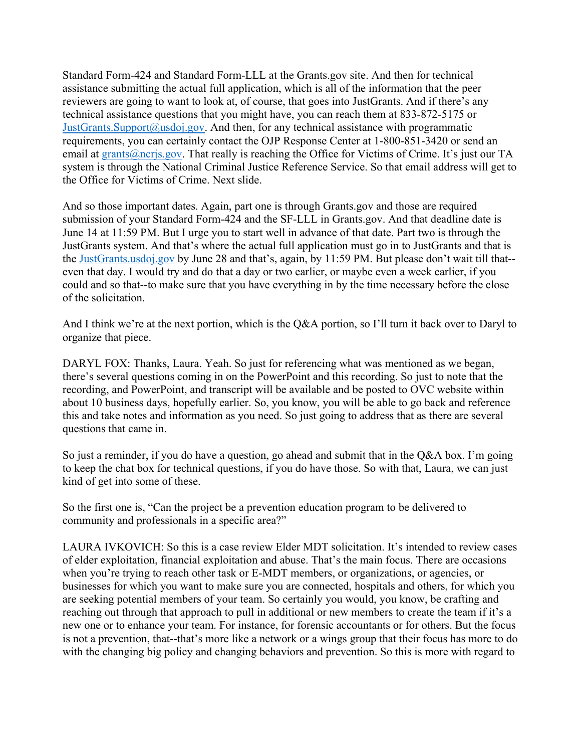Standard Form-424 and Standard Form-LLL at the Grants.gov site. And then for technical assistance submitting the actual full application, which is all of the information that the peer reviewers are going to want to look at, of course, that goes into JustGrants. And if there's any technical assistance questions that you might have, you can reach them at 833-872-5175 or JustGrants.Support@usdoj.gov. And then, for any technical assistance with programmatic requirements, you can certainly contact the OJP Response Center at 1-800-851-3420 or send an email at grants@ncrjs.gov. That really is reaching the Office for Victims of Crime. It's just our TA system is through the National Criminal Justice Reference Service. So that email address will get to the Office for Victims of Crime. Next slide.

And so those important dates. Again, part one is through Grants.gov and those are required submission of your Standard Form-424 and the SF-LLL in Grants.gov. And that deadline date is June 14 at 11:59 PM. But I urge you to start well in advance of that date. Part two is through the JustGrants system. And that's where the actual full application must go in to JustGrants and that is the JustGrants.usdoj.gov by June 28 and that's, again, by 11:59 PM. But please don't wait till that--even that day. I would try and do that a day or two earlier, or maybe even a week earlier, if you could and so that--to make sure that you have everything in by the time necessary before the close of the solicitation.

And I think we're at the next portion, which is the Q&A portion, so I'll turn it back over to Daryl to organize that piece.

DARYL FOX: Thanks, Laura. Yeah. So just for referencing what was mentioned as we began, there's several questions coming in on the PowerPoint and this recording. So just to note that the recording, and PowerPoint, and transcript will be available and be posted to OVC website within about 10 business days, hopefully earlier. So, you know, you will be able to go back and reference this and take notes and information as you need. So just going to address that as there are several questions that came in.

So just a reminder, if you do have a question, go ahead and submit that in the Q&A box. I'm going to keep the chat box for technical questions, if you do have those. So with that, Laura, we can just kind of get into some of these.

So the first one is, "Can the project be a prevention education program to be delivered to community and professionals in a specific area?"

LAURA IVKOVICH: So this is a case review Elder MDT solicitation. It's intended to review cases of elder exploitation, financial exploitation and abuse. That's the main focus. There are occasions when you're trying to reach other task or E-MDT members, or organizations, or agencies, or businesses for which you want to make sure you are connected, hospitals and others, for which you are seeking potential members of your team. So certainly you would, you know, be crafting and reaching out through that approach to pull in additional or new members to create the team if it's a new one or to enhance your team. For instance, for forensic accountants or for others. But the focus is not a prevention, that--that's more like a network or a wings group that their focus has more to do with the changing big policy and changing behaviors and prevention. So this is more with regard to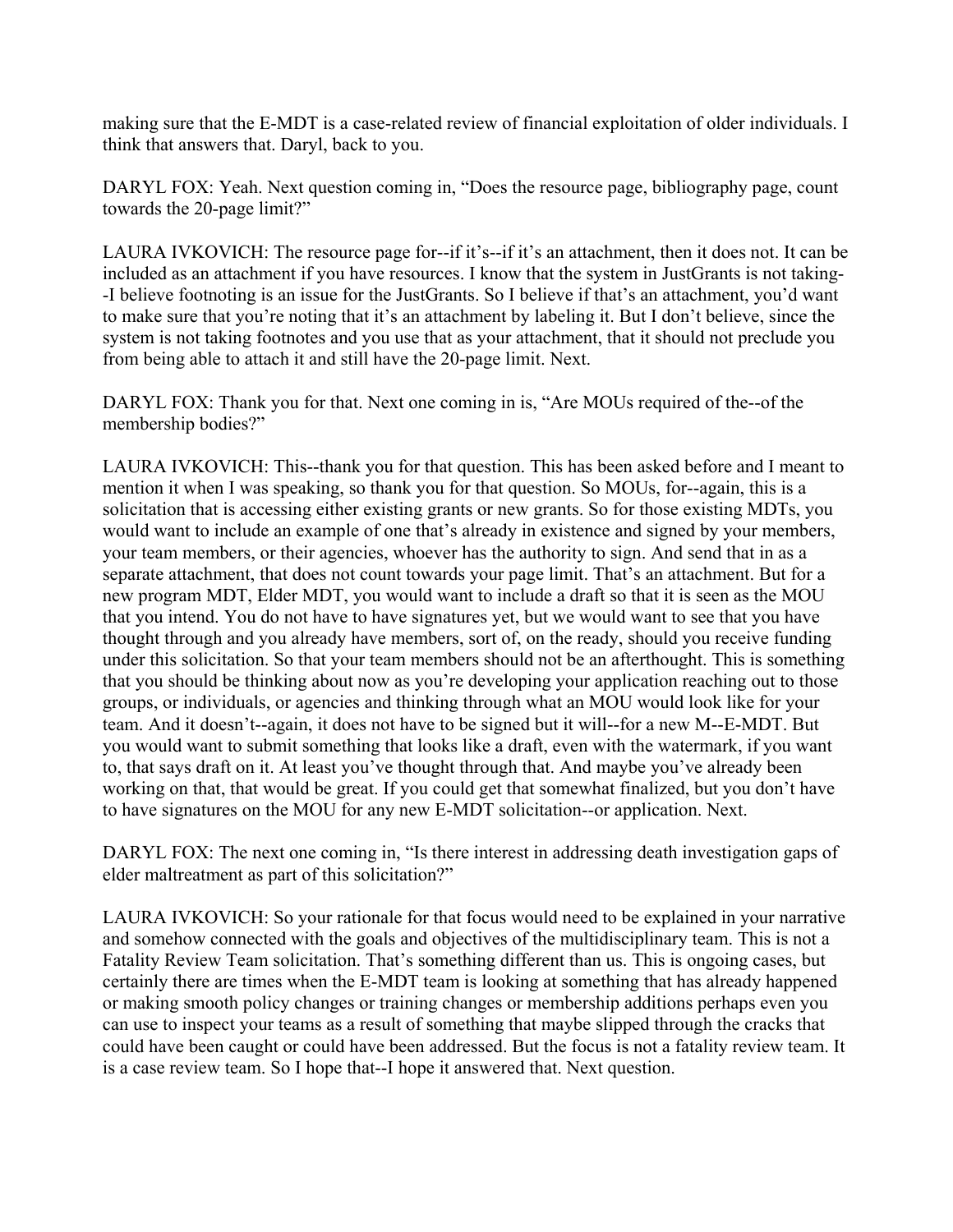making sure that the E-MDT is a case-related review of financial exploitation of older individuals. I think that answers that. Daryl, back to you.

DARYL FOX: Yeah. Next question coming in, "Does the resource page, bibliography page, count towards the 20-page limit?"

LAURA IVKOVICH: The resource page for--if it's--if it's an attachment, then it does not. It can be included as an attachment if you have resources. I know that the system in JustGrants is not taking--I believe footnoting is an issue for the JustGrants. So I believe if that's an attachment, you'd want to make sure that you're noting that it's an attachment by labeling it. But I don't believe, since the system is not taking footnotes and you use that as your attachment, that it should not preclude you from being able to attach it and still have the 20-page limit. Next.

DARYL FOX: Thank you for that. Next one coming in is, "Are MOUs required of the--of the membership bodies?"

LAURA IVKOVICH: This--thank you for that question. This has been asked before and I meant to mention it when I was speaking, so thank you for that question. So MOUs, for--again, this is a solicitation that is accessing either existing grants or new grants. So for those existing MDTs, you would want to include an example of one that's already in existence and signed by your members, your team members, or their agencies, whoever has the authority to sign. And send that in as a separate attachment, that does not count towards your page limit. That's an attachment. But for a new program MDT, Elder MDT, you would want to include a draft so that it is seen as the MOU that you intend. You do not have to have signatures yet, but we would want to see that you have thought through and you already have members, sort of, on the ready, should you receive funding under this solicitation. So that your team members should not be an afterthought. This is something that you should be thinking about now as you're developing your application reaching out to those groups, or individuals, or agencies and thinking through what an MOU would look like for your team. And it doesn't--again, it does not have to be signed but it will--for a new M--E-MDT. But you would want to submit something that looks like a draft, even with the watermark, if you want to, that says draft on it. At least you've thought through that. And maybe you've already been working on that, that would be great. If you could get that somewhat finalized, but you don't have to have signatures on the MOU for any new E-MDT solicitation--or application. Next.

DARYL FOX: The next one coming in, "Is there interest in addressing death investigation gaps of elder maltreatment as part of this solicitation?"

LAURA IVKOVICH: So your rationale for that focus would need to be explained in your narrative and somehow connected with the goals and objectives of the multidisciplinary team. This is not a Fatality Review Team solicitation. That's something different than us. This is ongoing cases, but certainly there are times when the E-MDT team is looking at something that has already happened or making smooth policy changes or training changes or membership additions perhaps even you can use to inspect your teams as a result of something that maybe slipped through the cracks that could have been caught or could have been addressed. But the focus is not a fatality review team. It is a case review team. So I hope that--I hope it answered that. Next question.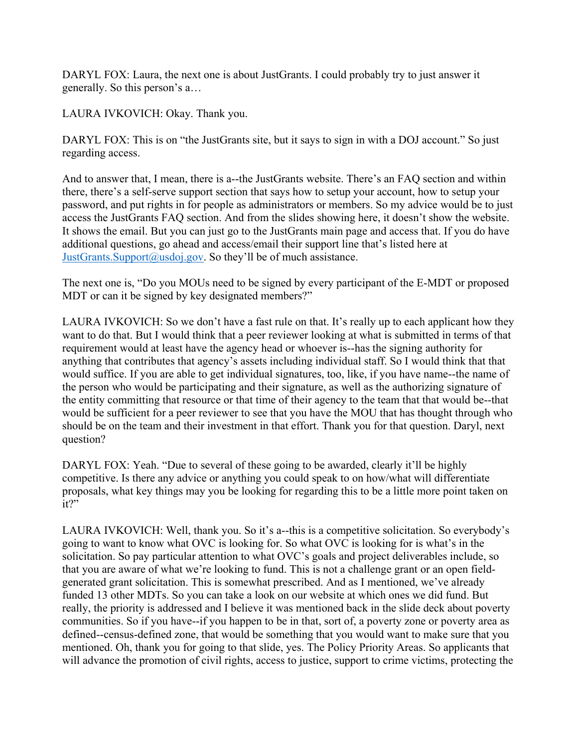DARYL FOX: Laura, the next one is about JustGrants. I could probably try to just answer it generally. So this person's a…

LAURA IVKOVICH: Okay. Thank you.

DARYL FOX: This is on "the JustGrants site, but it says to sign in with a DOJ account." So just regarding access.

And to answer that, I mean, there is a--the JustGrants website. There's an FAQ section and within there, there's a self-serve support section that says how to setup your account, how to setup your password, and put rights in for people as administrators or members. So my advice would be to just access the JustGrants FAQ section. And from the slides showing here, it doesn't show the website. It shows the email. But you can just go to the JustGrants main page and access that. If you do have additional questions, go ahead and access/email their support line that's listed here at JustGrants.Support@usdoj.gov. So they'll be of much assistance.

The next one is, "Do you MOUs need to be signed by every participant of the E-MDT or proposed MDT or can it be signed by key designated members?"

LAURA IVKOVICH: So we don't have a fast rule on that. It's really up to each applicant how they want to do that. But I would think that a peer reviewer looking at what is submitted in terms of that requirement would at least have the agency head or whoever is--has the signing authority for anything that contributes that agency's assets including individual staff. So I would think that that would suffice. If you are able to get individual signatures, too, like, if you have name--the name of the person who would be participating and their signature, as well as the authorizing signature of the entity committing that resource or that time of their agency to the team that that would be--that would be sufficient for a peer reviewer to see that you have the MOU that has thought through who should be on the team and their investment in that effort. Thank you for that question. Daryl, next question?

DARYL FOX: Yeah. "Due to several of these going to be awarded, clearly it'll be highly competitive. Is there any advice or anything you could speak to on how/what will differentiate proposals, what key things may you be looking for regarding this to be a little more point taken on it?"

LAURA IVKOVICH: Well, thank you. So it's a--this is a competitive solicitation. So everybody's going to want to know what OVC is looking for. So what OVC is looking for is what's in the solicitation. So pay particular attention to what OVC's goals and project deliverables include, so that you are aware of what we're looking to fund. This is not a challenge grant or an open field-generated grant solicitation. This is somewhat prescribed. And as I mentioned, we've already funded 13 other MDTs. So you can take a look on our website at which ones we did fund. But really, the priority is addressed and I believe it was mentioned back in the slide deck about poverty communities. So if you have--if you happen to be in that, sort of, a poverty zone or poverty area as defined--census-defined zone, that would be something that you would want to make sure that you mentioned. Oh, thank you for going to that slide, yes. The Policy Priority Areas. So applicants that will advance the promotion of civil rights, access to justice, support to crime victims, protecting the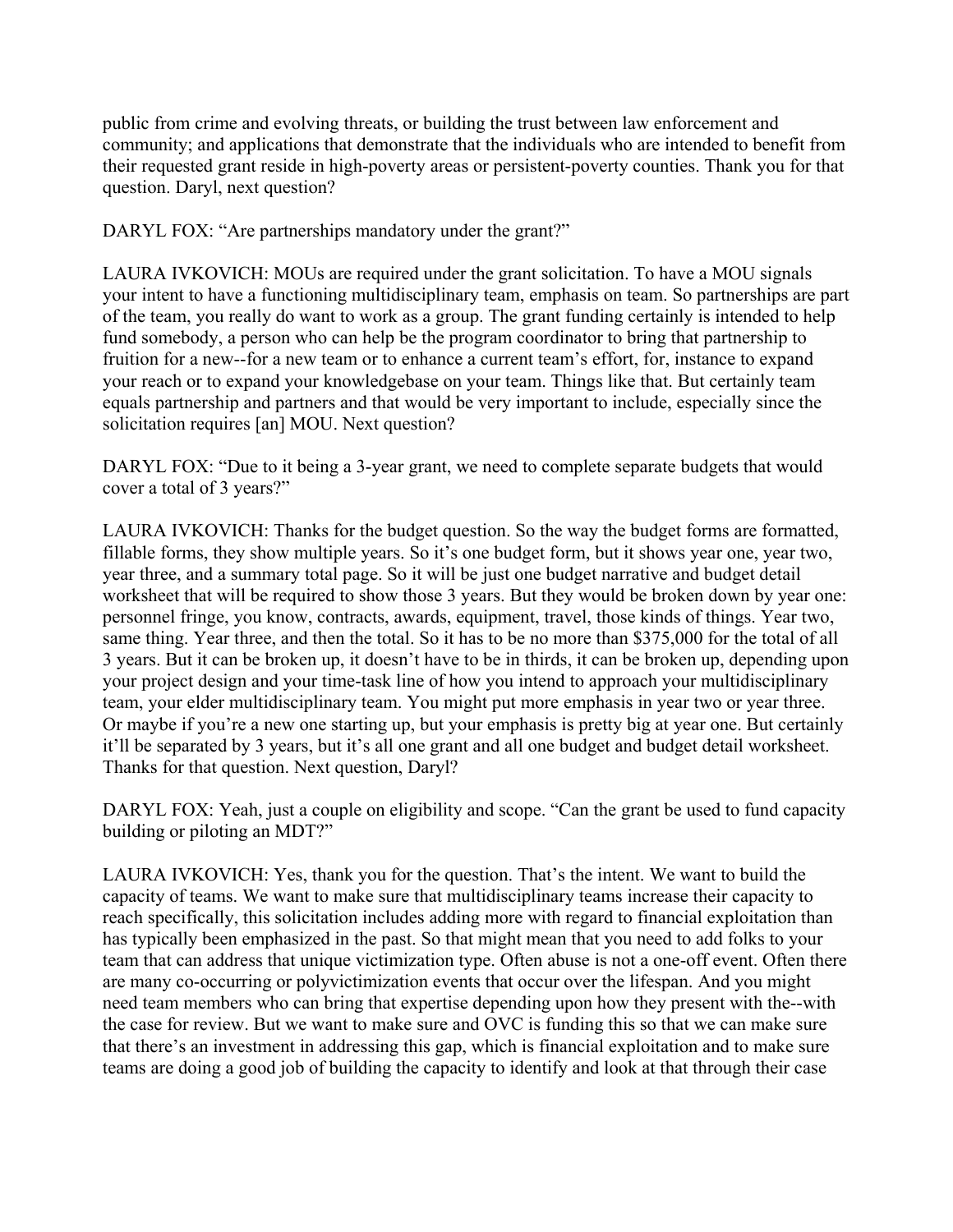public from crime and evolving threats, or building the trust between law enforcement and community; and applications that demonstrate that the individuals who are intended to benefit from their requested grant reside in high-poverty areas or persistent-poverty counties. Thank you for that question. Daryl, next question?

DARYL FOX: "Are partnerships mandatory under the grant?"

LAURA IVKOVICH: MOUs are required under the grant solicitation. To have a MOU signals your intent to have a functioning multidisciplinary team, emphasis on team. So partnerships are part of the team, you really do want to work as a group. The grant funding certainly is intended to help fund somebody, a person who can help be the program coordinator to bring that partnership to fruition for a new--for a new team or to enhance a current team's effort, for, instance to expand your reach or to expand your knowledgebase on your team. Things like that. But certainly team equals partnership and partners and that would be very important to include, especially since the solicitation requires [an] MOU. Next question?

DARYL FOX: "Due to it being a 3-year grant, we need to complete separate budgets that would cover a total of 3 years?"

LAURA IVKOVICH: Thanks for the budget question. So the way the budget forms are formatted, fillable forms, they show multiple years. So it's one budget form, but it shows year one, year two, year three, and a summary total page. So it will be just one budget narrative and budget detail worksheet that will be required to show those 3 years. But they would be broken down by year one: personnel fringe, you know, contracts, awards, equipment, travel, those kinds of things. Year two, same thing. Year three, and then the total. So it has to be no more than $375,000 for the total of all 3 years. But it can be broken up, it doesn't have to be in thirds, it can be broken up, depending upon your project design and your time-task line of how you intend to approach your multidisciplinary team, your elder multidisciplinary team. You might put more emphasis in year two or year three. Or maybe if you're a new one starting up, but your emphasis is pretty big at year one. But certainly it'll be separated by 3 years, but it's all one grant and all one budget and budget detail worksheet. Thanks for that question. Next question, Daryl?

DARYL FOX: Yeah, just a couple on eligibility and scope. "Can the grant be used to fund capacity building or piloting an MDT?"

LAURA IVKOVICH: Yes, thank you for the question. That's the intent. We want to build the capacity of teams. We want to make sure that multidisciplinary teams increase their capacity to reach specifically, this solicitation includes adding more with regard to financial exploitation than has typically been emphasized in the past. So that might mean that you need to add folks to your team that can address that unique victimization type. Often abuse is not a one-off event. Often there are many co-occurring or polyvictimization events that occur over the lifespan. And you might need team members who can bring that expertise depending upon how they present with the--with the case for review. But we want to make sure and OVC is funding this so that we can make sure that there's an investment in addressing this gap, which is financial exploitation and to make sure teams are doing a good job of building the capacity to identify and look at that through their case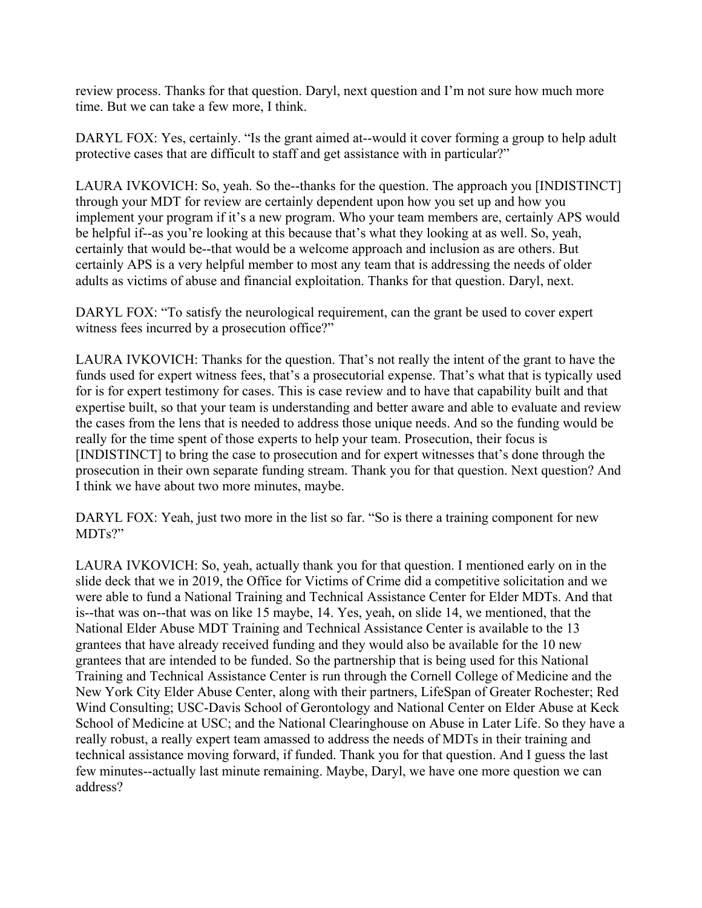review process. Thanks for that question. Daryl, next question and I'm not sure how much more time. But we can take a few more, I think.

DARYL FOX: Yes, certainly. "Is the grant aimed at--would it cover forming a group to help adult protective cases that are difficult to staff and get assistance with in particular?"

LAURA IVKOVICH: So, yeah. So the--thanks for the question. The approach you [INDISTINCT] through your MDT for review are certainly dependent upon how you set up and how you implement your program if it's a new program. Who your team members are, certainly APS would be helpful if--as you're looking at this because that's what they looking at as well. So, yeah, certainly that would be--that would be a welcome approach and inclusion as are others. But certainly APS is a very helpful member to most any team that is addressing the needs of older adults as victims of abuse and financial exploitation. Thanks for that question. Daryl, next.

DARYL FOX: "To satisfy the neurological requirement, can the grant be used to cover expert witness fees incurred by a prosecution office?"

LAURA IVKOVICH: Thanks for the question. That's not really the intent of the grant to have the funds used for expert witness fees, that's a prosecutorial expense. That's what that is typically used for is for expert testimony for cases. This is case review and to have that capability built and that expertise built, so that your team is understanding and better aware and able to evaluate and review the cases from the lens that is needed to address those unique needs. And so the funding would be really for the time spent of those experts to help your team. Prosecution, their focus is [INDISTINCT] to bring the case to prosecution and for expert witnesses that's done through the prosecution in their own separate funding stream. Thank you for that question. Next question? And I think we have about two more minutes, maybe.

DARYL FOX: Yeah, just two more in the list so far. "So is there a training component for new MDTs?"

LAURA IVKOVICH: So, yeah, actually thank you for that question. I mentioned early on in the slide deck that we in 2019, the Office for Victims of Crime did a competitive solicitation and we were able to fund a National Training and Technical Assistance Center for Elder MDTs. And that is--that was on--that was on like 15 maybe, 14. Yes, yeah, on slide 14, we mentioned, that the National Elder Abuse MDT Training and Technical Assistance Center is available to the 13 grantees that have already received funding and they would also be available for the 10 new grantees that are intended to be funded. So the partnership that is being used for this National Training and Technical Assistance Center is run through the Cornell College of Medicine and the New York City Elder Abuse Center, along with their partners, LifeSpan of Greater Rochester; Red Wind Consulting; USC-Davis School of Gerontology and National Center on Elder Abuse at Keck School of Medicine at USC; and the National Clearinghouse on Abuse in Later Life. So they have a really robust, a really expert team amassed to address the needs of MDTs in their training and technical assistance moving forward, if funded. Thank you for that question. And I guess the last few minutes--actually last minute remaining. Maybe, Daryl, we have one more question we can address?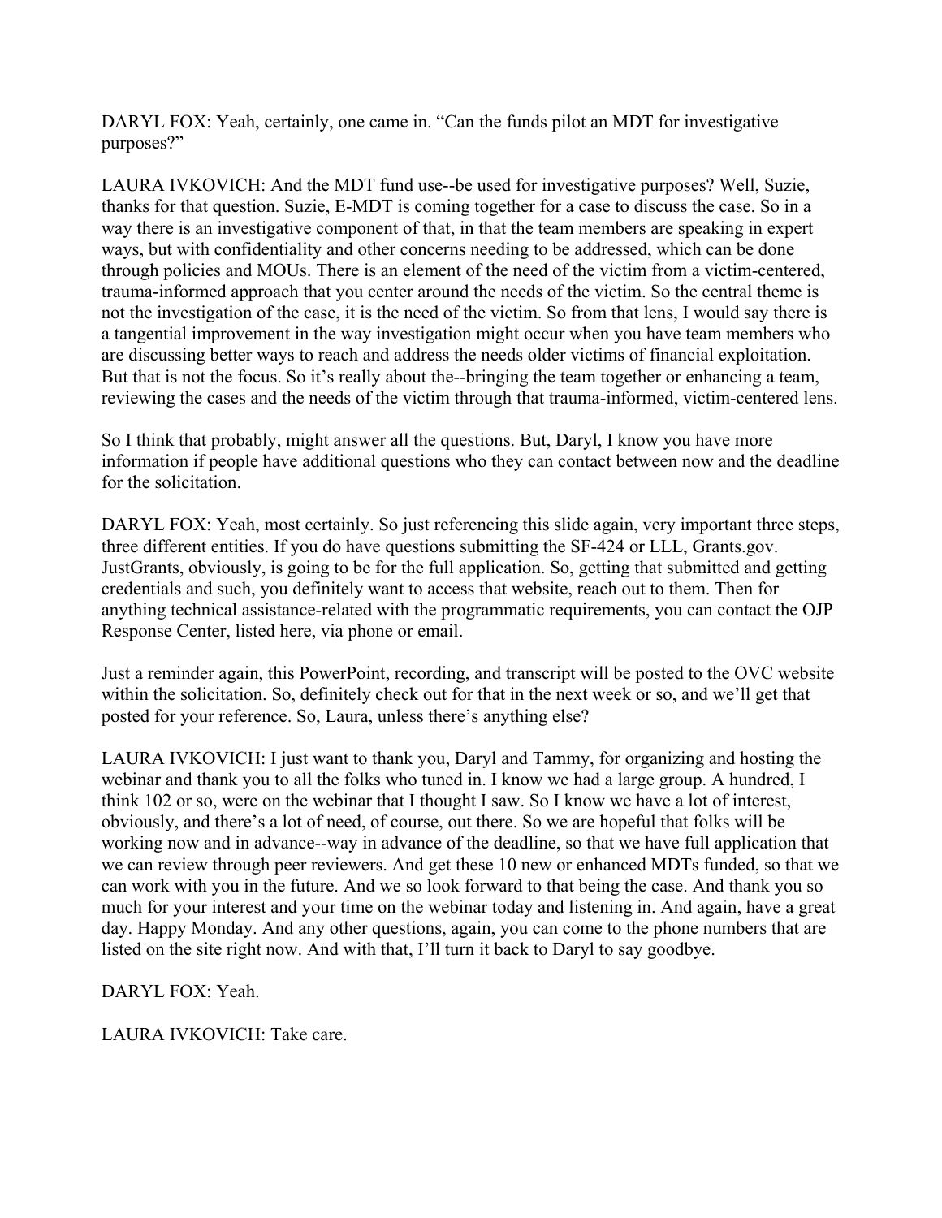DARYL FOX: Yeah, certainly, one came in. "Can the funds pilot an MDT for investigative purposes?"

LAURA IVKOVICH: And the MDT fund use--be used for investigative purposes? Well, Suzie, thanks for that question. Suzie, E-MDT is coming together for a case to discuss the case. So in a way there is an investigative component of that, in that the team members are speaking in expert ways, but with confidentiality and other concerns needing to be addressed, which can be done through policies and MOUs. There is an element of the need of the victim from a victim-centered, trauma-informed approach that you center around the needs of the victim. So the central theme is not the investigation of the case, it is the need of the victim. So from that lens, I would say there is a tangential improvement in the way investigation might occur when you have team members who are discussing better ways to reach and address the needs older victims of financial exploitation. But that is not the focus. So it's really about the--bringing the team together or enhancing a team, reviewing the cases and the needs of the victim through that trauma-informed, victim-centered lens.

So I think that probably, might answer all the questions. But, Daryl, I know you have more information if people have additional questions who they can contact between now and the deadline for the solicitation.

DARYL FOX: Yeah, most certainly. So just referencing this slide again, very important three steps, three different entities. If you do have questions submitting the SF-424 or LLL, Grants.gov. JustGrants, obviously, is going to be for the full application. So, getting that submitted and getting credentials and such, you definitely want to access that website, reach out to them. Then for anything technical assistance-related with the programmatic requirements, you can contact the OJP Response Center, listed here, via phone or email.

Just a reminder again, this PowerPoint, recording, and transcript will be posted to the OVC website within the solicitation. So, definitely check out for that in the next week or so, and we'll get that posted for your reference. So, Laura, unless there's anything else?

LAURA IVKOVICH: I just want to thank you, Daryl and Tammy, for organizing and hosting the webinar and thank you to all the folks who tuned in. I know we had a large group. A hundred, I think 102 or so, were on the webinar that I thought I saw. So I know we have a lot of interest, obviously, and there's a lot of need, of course, out there. So we are hopeful that folks will be working now and in advance--way in advance of the deadline, so that we have full application that we can review through peer reviewers. And get these 10 new or enhanced MDTs funded, so that we can work with you in the future. And we so look forward to that being the case. And thank you so much for your interest and your time on the webinar today and listening in. And again, have a great day. Happy Monday. And any other questions, again, you can come to the phone numbers that are listed on the site right now. And with that, I'll turn it back to Daryl to say goodbye.

DARYL FOX: Yeah.

LAURA IVKOVICH: Take care.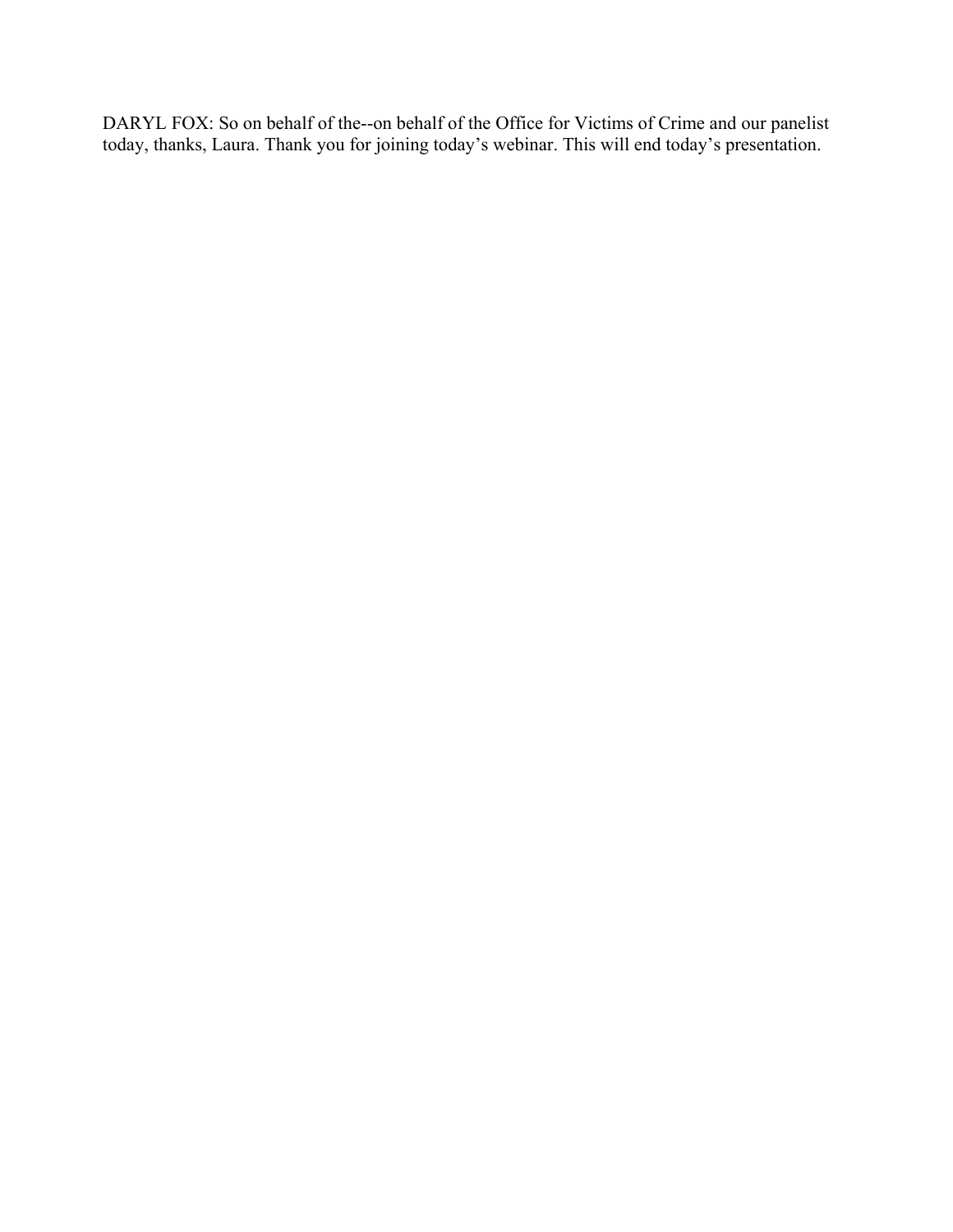DARYL FOX: So on behalf of the--on behalf of the Office for Victims of Crime and our panelist today, thanks, Laura. Thank you for joining today’s webinar. This will end today’s presentation.